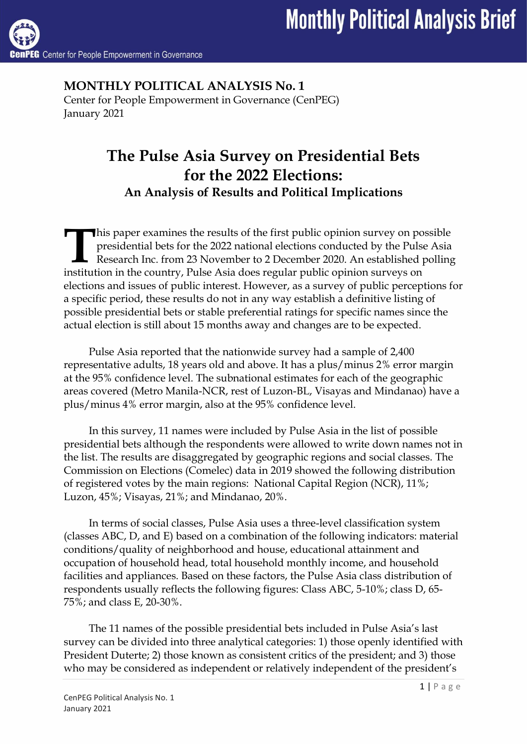**MONTHLY POLITICAL ANALYSIS No. 1**
Center for People Empowerment in Governance (CenPEG)
January 2021

# The Pulse Asia Survey on Presidential Bets for the 2022 Elections:

## An Analysis of Results and Political Implications

This paper examines the results of the first public opinion survey on possible presidential bets for the 2022 national elections conducted by the Pulse Asia Research Inc. from 23 November to 2 December 2020. An established polling institution in the country, Pulse Asia does regular public opinion surveys on elections and issues of public interest. However, as a survey of public perceptions for a specific period, these results do not in any way establish a definitive listing of possible presidential bets or stable preferential ratings for specific names since the actual election is still about 15 months away and changes are to be expected.

Pulse Asia reported that the nationwide survey had a sample of 2,400 representative adults, 18 years old and above. It has a plus/minus 2% error margin at the 95% confidence level. The subnational estimates for each of the geographic areas covered (Metro Manila-NCR, rest of Luzon-BL, Visayas and Mindanao) have a plus/minus 4% error margin, also at the 95% confidence level.

In this survey, 11 names were included by Pulse Asia in the list of possible presidential bets although the respondents were allowed to write down names not in the list. The results are disaggregated by geographic regions and social classes. The Commission on Elections (Comelec) data in 2019 showed the following distribution of registered votes by the main regions: National Capital Region (NCR), 11%; Luzon, 45%; Visayas, 21%; and Mindanao, 20%.

In terms of social classes, Pulse Asia uses a three-level classification system (classes ABC, D, and E) based on a combination of the following indicators: material conditions/quality of neighborhood and house, educational attainment and occupation of household head, total household monthly income, and household facilities and appliances. Based on these factors, the Pulse Asia class distribution of respondents usually reflects the following figures: Class ABC, 5-10%; class D, 65-75%; and class E, 20-30%.

The 11 names of the possible presidential bets included in Pulse Asia's last survey can be divided into three analytical categories: 1) those openly identified with President Duterte; 2) those known as consistent critics of the president; and 3) those who may be considered as independent or relatively independent of the president's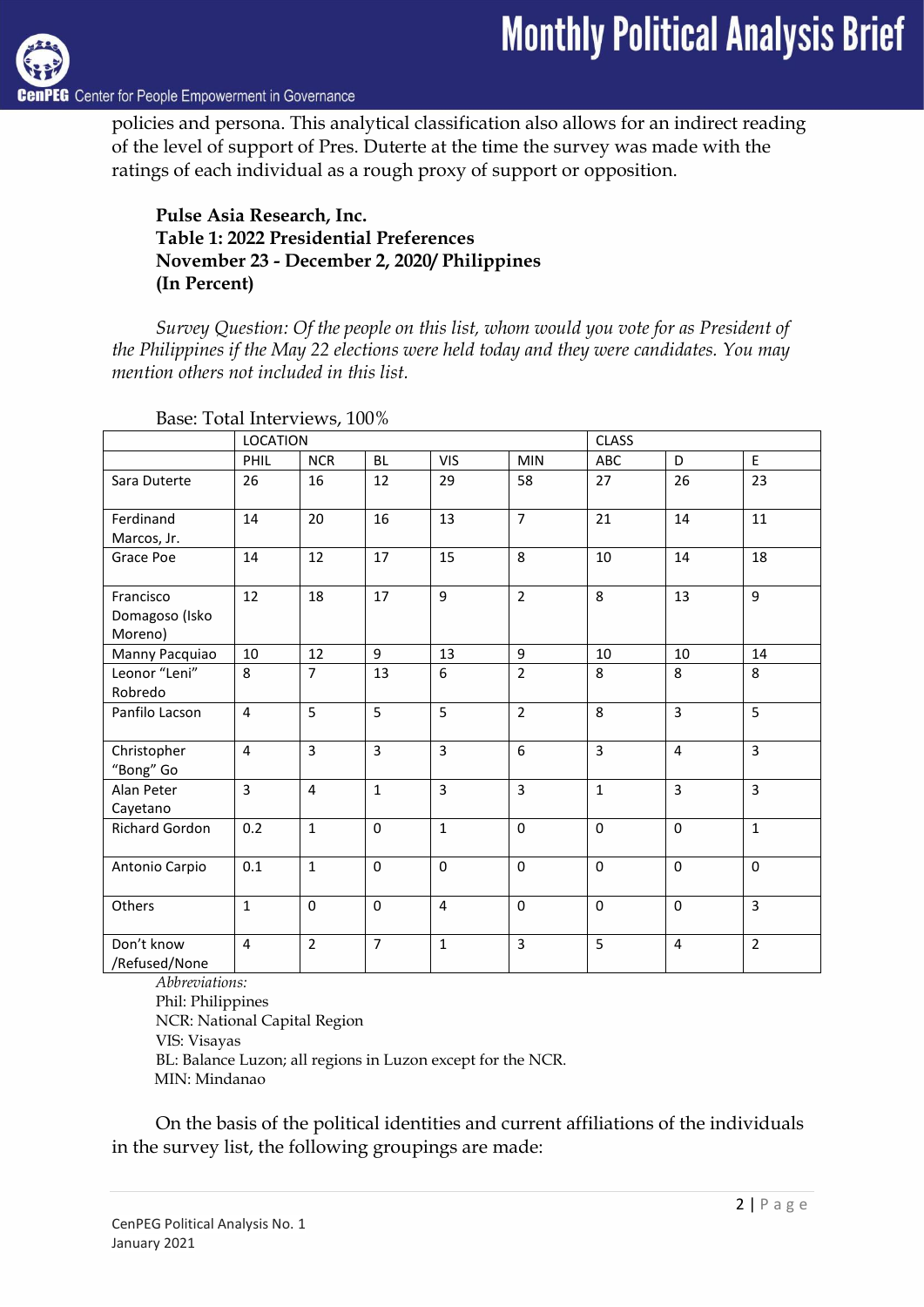policies and persona. This analytical classification also allows for an indirect reading of the level of support of Pres. Duterte at the time the survey was made with the ratings of each individual as a rough proxy of support or opposition.

**Pulse Asia Research, Inc.**
**Table 1: 2022 Presidential Preferences**
**November 23 - December 2, 2020/ Philippines**
**(In Percent)**

*Survey Question: Of the people on this list, whom would you vote for as President of the Philippines if the May 22 elections were held today and they were candidates. You may mention others not included in this list.*

Base: Total Interviews, 100%

| | LOCATION | | | | | CLASS | | |
|---|---|---|---|---|---|---|---|---|
| | PHIL | NCR | BL | VIS | MIN | ABC | D | E |
| Sara Duterte | 26 | 16 | 12 | 29 | 58 | 27 | 26 | 23 |
| Ferdinand Marcos, Jr. | 14 | 20 | 16 | 13 | 7 | 21 | 14 | 11 |
| Grace Poe | 14 | 12 | 17 | 15 | 8 | 10 | 14 | 18 |
| Francisco Domagoso (Isko Moreno) | 12 | 18 | 17 | 9 | 2 | 8 | 13 | 9 |
| Manny Pacquiao | 10 | 12 | 9 | 13 | 9 | 10 | 10 | 14 |
| Leonor "Leni" Robredo | 8 | 7 | 13 | 6 | 2 | 8 | 8 | 8 |
| Panfilo Lacson | 4 | 5 | 5 | 5 | 2 | 8 | 3 | 5 |
| Christopher "Bong" Go | 4 | 3 | 3 | 3 | 6 | 3 | 4 | 3 |
| Alan Peter Cayetano | 3 | 4 | 1 | 3 | 3 | 1 | 3 | 3 |
| Richard Gordon | 0.2 | 1 | 0 | 1 | 0 | 0 | 0 | 1 |
| Antonio Carpio | 0.1 | 1 | 0 | 0 | 0 | 0 | 0 | 0 |
| Others | 1 | 0 | 0 | 4 | 0 | 0 | 0 | 3 |
| Don't know /Refused/None | 4 | 2 | 7 | 1 | 3 | 5 | 4 | 2 |

*Abbreviations:*
Phil: Philippines
NCR: National Capital Region
VIS: Visayas
BL: Balance Luzon; all regions in Luzon except for the NCR.
MIN: Mindanao

On the basis of the political identities and current affiliations of the individuals in the survey list, the following groupings are made: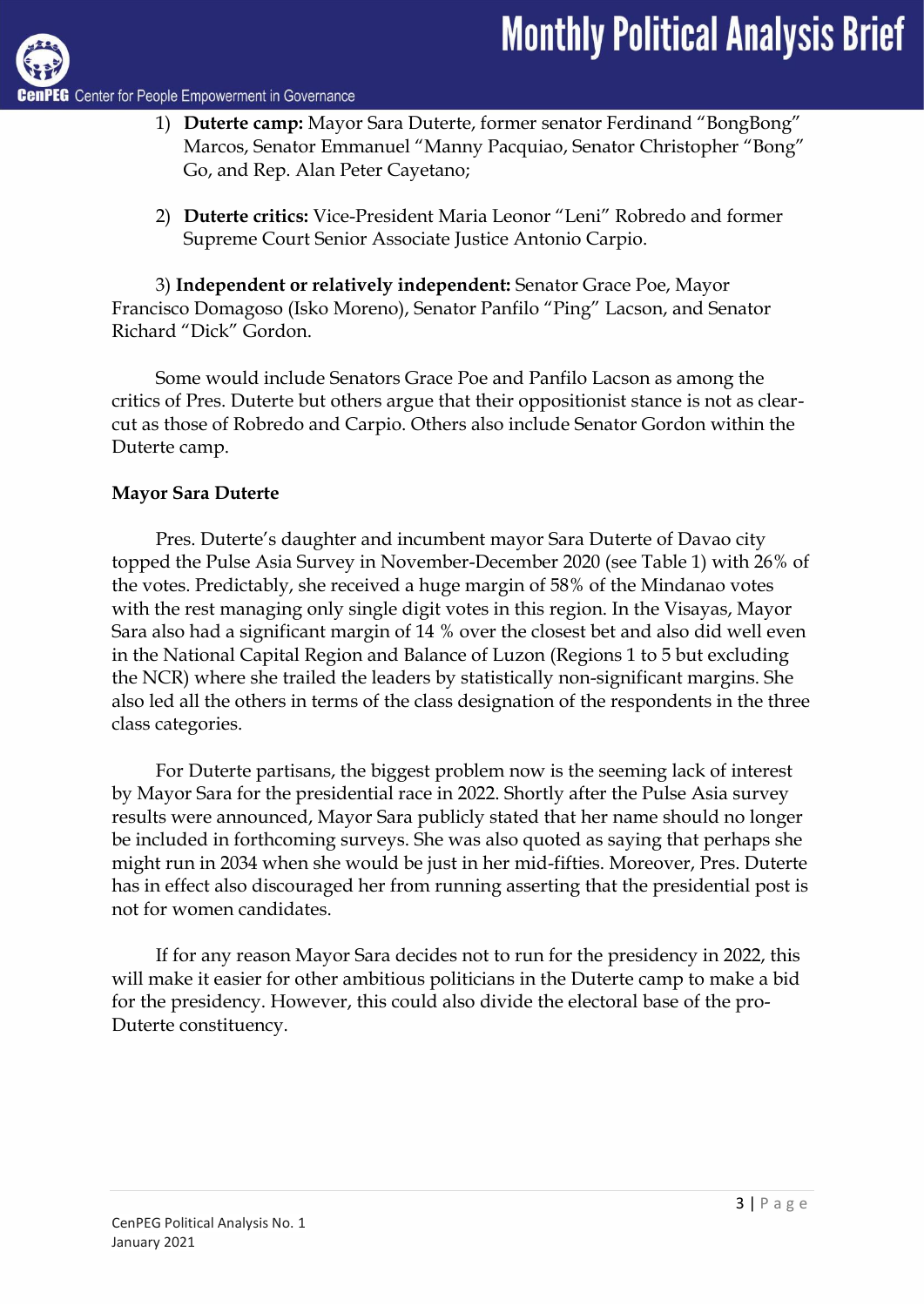1) **Duterte camp:** Mayor Sara Duterte, former senator Ferdinand "BongBong" Marcos, Senator Emmanuel "Manny Pacquiao, Senator Christopher "Bong" Go, and Rep. Alan Peter Cayetano;

2) **Duterte critics:** Vice-President Maria Leonor "Leni" Robredo and former Supreme Court Senior Associate Justice Antonio Carpio.

3) **Independent or relatively independent:** Senator Grace Poe, Mayor Francisco Domagoso (Isko Moreno), Senator Panfilo "Ping" Lacson, and Senator Richard "Dick" Gordon.

Some would include Senators Grace Poe and Panfilo Lacson as among the critics of Pres. Duterte but others argue that their oppositionist stance is not as clear-cut as those of Robredo and Carpio. Others also include Senator Gordon within the Duterte camp.

**Mayor Sara Duterte**

Pres. Duterte's daughter and incumbent mayor Sara Duterte of Davao city topped the Pulse Asia Survey in November-December 2020 (see Table 1) with 26% of the votes. Predictably, she received a huge margin of 58% of the Mindanao votes with the rest managing only single digit votes in this region. In the Visayas, Mayor Sara also had a significant margin of 14 % over the closest bet and also did well even in the National Capital Region and Balance of Luzon (Regions 1 to 5 but excluding the NCR) where she trailed the leaders by statistically non-significant margins. She also led all the others in terms of the class designation of the respondents in the three class categories.

For Duterte partisans, the biggest problem now is the seeming lack of interest by Mayor Sara for the presidential race in 2022. Shortly after the Pulse Asia survey results were announced, Mayor Sara publicly stated that her name should no longer be included in forthcoming surveys. She was also quoted as saying that perhaps she might run in 2034 when she would be just in her mid-fifties. Moreover, Pres. Duterte has in effect also discouraged her from running asserting that the presidential post is not for women candidates.

If for any reason Mayor Sara decides not to run for the presidency in 2022, this will make it easier for other ambitious politicians in the Duterte camp to make a bid for the presidency. However, this could also divide the electoral base of the pro-Duterte constituency.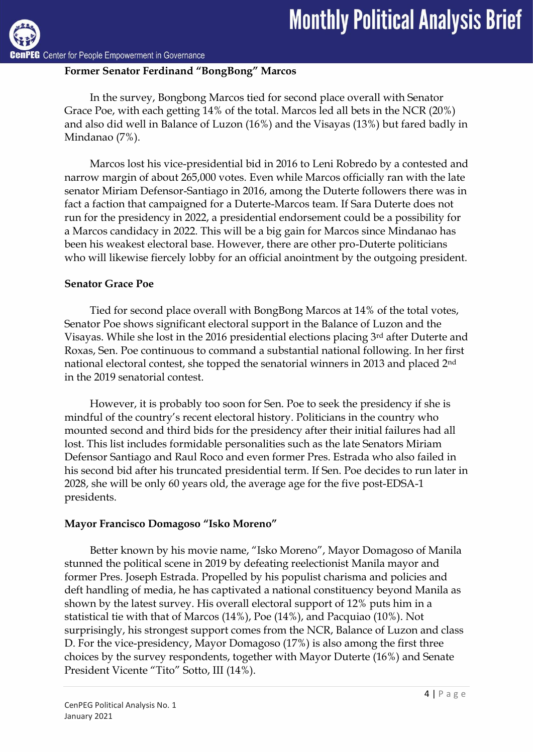**Former Senator Ferdinand "BongBong" Marcos**

In the survey, Bongbong Marcos tied for second place overall with Senator Grace Poe, with each getting 14% of the total. Marcos led all bets in the NCR (20%) and also did well in Balance of Luzon (16%) and the Visayas (13%) but fared badly in Mindanao (7%).

Marcos lost his vice-presidential bid in 2016 to Leni Robredo by a contested and narrow margin of about 265,000 votes. Even while Marcos officially ran with the late senator Miriam Defensor-Santiago in 2016, among the Duterte followers there was in fact a faction that campaigned for a Duterte-Marcos team. If Sara Duterte does not run for the presidency in 2022, a presidential endorsement could be a possibility for a Marcos candidacy in 2022. This will be a big gain for Marcos since Mindanao has been his weakest electoral base. However, there are other pro-Duterte politicians who will likewise fiercely lobby for an official anointment by the outgoing president.

**Senator Grace Poe**

Tied for second place overall with BongBong Marcos at 14% of the total votes, Senator Poe shows significant electoral support in the Balance of Luzon and the Visayas. While she lost in the 2016 presidential elections placing 3rd after Duterte and Roxas, Sen. Poe continuous to command a substantial national following. In her first national electoral contest, she topped the senatorial winners in 2013 and placed 2nd in the 2019 senatorial contest.

However, it is probably too soon for Sen. Poe to seek the presidency if she is mindful of the country's recent electoral history. Politicians in the country who mounted second and third bids for the presidency after their initial failures had all lost. This list includes formidable personalities such as the late Senators Miriam Defensor Santiago and Raul Roco and even former Pres. Estrada who also failed in his second bid after his truncated presidential term. If Sen. Poe decides to run later in 2028, she will be only 60 years old, the average age for the five post-EDSA-1 presidents.

**Mayor Francisco Domagoso "Isko Moreno"**

Better known by his movie name, "Isko Moreno", Mayor Domagoso of Manila stunned the political scene in 2019 by defeating reelectionist Manila mayor and former Pres. Joseph Estrada. Propelled by his populist charisma and policies and deft handling of media, he has captivated a national constituency beyond Manila as shown by the latest survey. His overall electoral support of 12% puts him in a statistical tie with that of Marcos (14%), Poe (14%), and Pacquiao (10%). Not surprisingly, his strongest support comes from the NCR, Balance of Luzon and class D. For the vice-presidency, Mayor Domagoso (17%) is also among the first three choices by the survey respondents, together with Mayor Duterte (16%) and Senate President Vicente "Tito" Sotto, III (14%).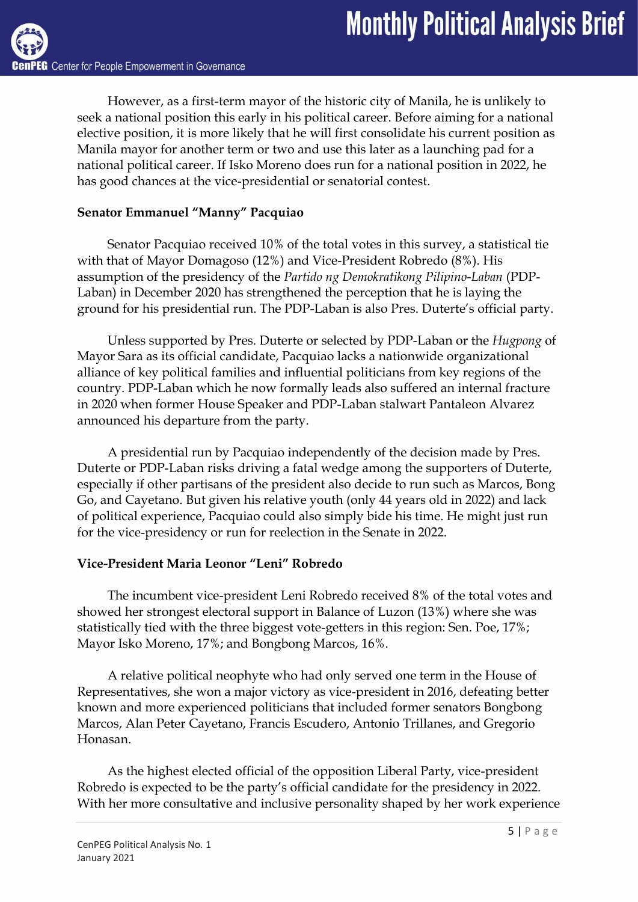However, as a first-term mayor of the historic city of Manila, he is unlikely to seek a national position this early in his political career. Before aiming for a national elective position, it is more likely that he will first consolidate his current position as Manila mayor for another term or two and use this later as a launching pad for a national political career. If Isko Moreno does run for a national position in 2022, he has good chances at the vice-presidential or senatorial contest.

**Senator Emmanuel "Manny" Pacquiao**

Senator Pacquiao received 10% of the total votes in this survey, a statistical tie with that of Mayor Domagoso (12%) and Vice-President Robredo (8%). His assumption of the presidency of the *Partido ng Demokratikong Pilipino-Laban* (PDP-Laban) in December 2020 has strengthened the perception that he is laying the ground for his presidential run. The PDP-Laban is also Pres. Duterte's official party.

Unless supported by Pres. Duterte or selected by PDP-Laban or the *Hugpong* of Mayor Sara as its official candidate, Pacquiao lacks a nationwide organizational alliance of key political families and influential politicians from key regions of the country. PDP-Laban which he now formally leads also suffered an internal fracture in 2020 when former House Speaker and PDP-Laban stalwart Pantaleon Alvarez announced his departure from the party.

A presidential run by Pacquiao independently of the decision made by Pres. Duterte or PDP-Laban risks driving a fatal wedge among the supporters of Duterte, especially if other partisans of the president also decide to run such as Marcos, Bong Go, and Cayetano. But given his relative youth (only 44 years old in 2022) and lack of political experience, Pacquiao could also simply bide his time. He might just run for the vice-presidency or run for reelection in the Senate in 2022.

**Vice-President Maria Leonor "Leni" Robredo**

The incumbent vice-president Leni Robredo received 8% of the total votes and showed her strongest electoral support in Balance of Luzon (13%) where she was statistically tied with the three biggest vote-getters in this region: Sen. Poe, 17%; Mayor Isko Moreno, 17%; and Bongbong Marcos, 16%.

A relative political neophyte who had only served one term in the House of Representatives, she won a major victory as vice-president in 2016, defeating better known and more experienced politicians that included former senators Bongbong Marcos, Alan Peter Cayetano, Francis Escudero, Antonio Trillanes, and Gregorio Honasan.

As the highest elected official of the opposition Liberal Party, vice-president Robredo is expected to be the party's official candidate for the presidency in 2022. With her more consultative and inclusive personality shaped by her work experience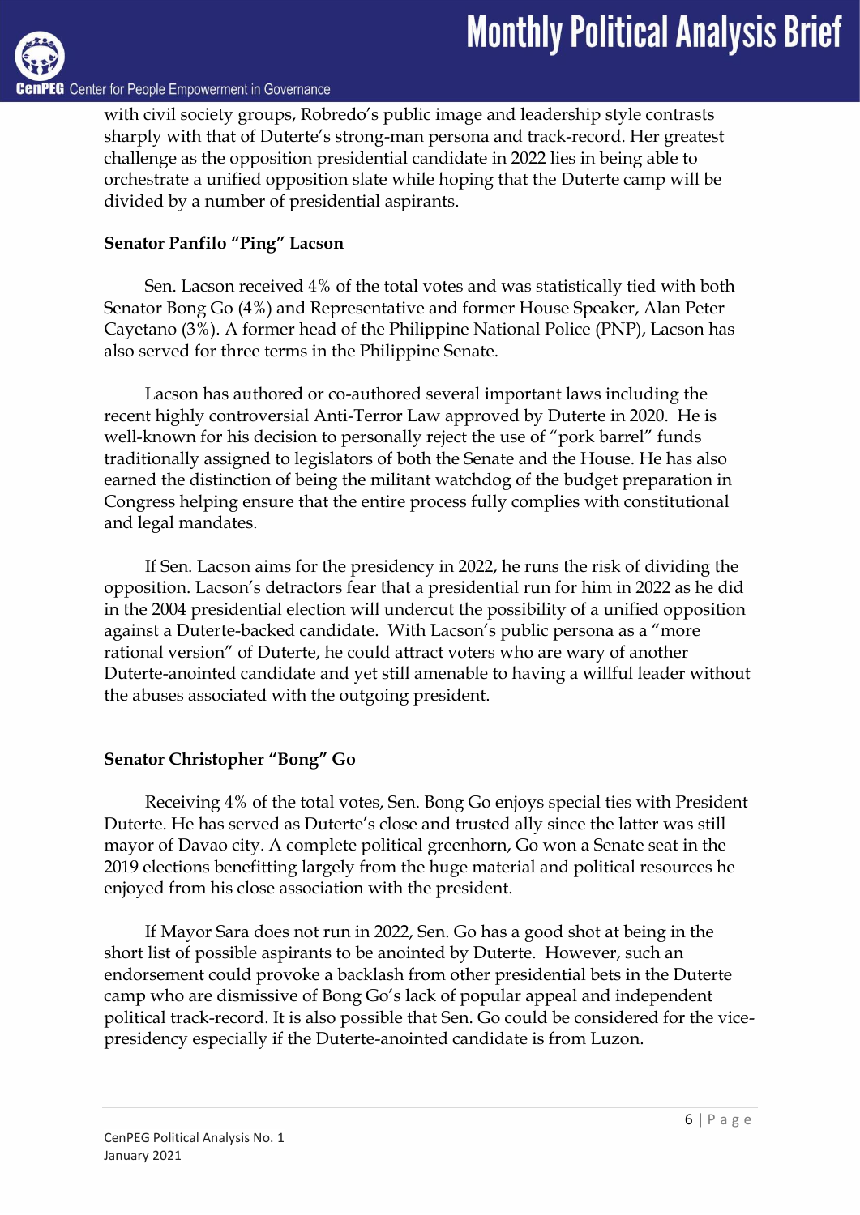with civil society groups, Robredo's public image and leadership style contrasts sharply with that of Duterte's strong-man persona and track-record. Her greatest challenge as the opposition presidential candidate in 2022 lies in being able to orchestrate a unified opposition slate while hoping that the Duterte camp will be divided by a number of presidential aspirants.

**Senator Panfilo "Ping" Lacson**

Sen. Lacson received 4% of the total votes and was statistically tied with both Senator Bong Go (4%) and Representative and former House Speaker, Alan Peter Cayetano (3%). A former head of the Philippine National Police (PNP), Lacson has also served for three terms in the Philippine Senate.

Lacson has authored or co-authored several important laws including the recent highly controversial Anti-Terror Law approved by Duterte in 2020. He is well-known for his decision to personally reject the use of "pork barrel" funds traditionally assigned to legislators of both the Senate and the House. He has also earned the distinction of being the militant watchdog of the budget preparation in Congress helping ensure that the entire process fully complies with constitutional and legal mandates.

If Sen. Lacson aims for the presidency in 2022, he runs the risk of dividing the opposition. Lacson's detractors fear that a presidential run for him in 2022 as he did in the 2004 presidential election will undercut the possibility of a unified opposition against a Duterte-backed candidate. With Lacson's public persona as a "more rational version" of Duterte, he could attract voters who are wary of another Duterte-anointed candidate and yet still amenable to having a willful leader without the abuses associated with the outgoing president.

**Senator Christopher "Bong" Go**

Receiving 4% of the total votes, Sen. Bong Go enjoys special ties with President Duterte. He has served as Duterte's close and trusted ally since the latter was still mayor of Davao city. A complete political greenhorn, Go won a Senate seat in the 2019 elections benefitting largely from the huge material and political resources he enjoyed from his close association with the president.

If Mayor Sara does not run in 2022, Sen. Go has a good shot at being in the short list of possible aspirants to be anointed by Duterte. However, such an endorsement could provoke a backlash from other presidential bets in the Duterte camp who are dismissive of Bong Go's lack of popular appeal and independent political track-record. It is also possible that Sen. Go could be considered for the vice-presidency especially if the Duterte-anointed candidate is from Luzon.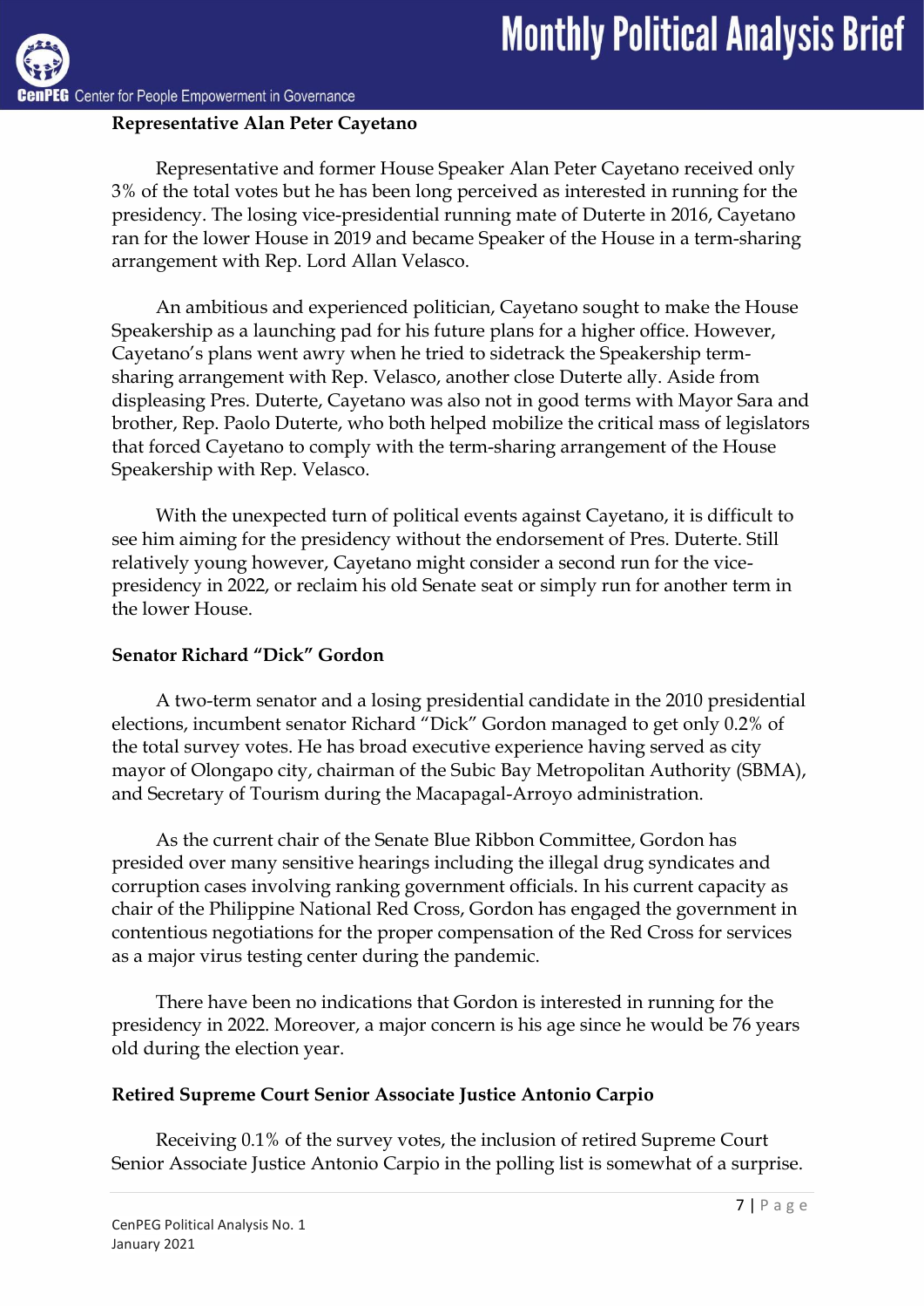**Representative Alan Peter Cayetano**

Representative and former House Speaker Alan Peter Cayetano received only 3% of the total votes but he has been long perceived as interested in running for the presidency. The losing vice-presidential running mate of Duterte in 2016, Cayetano ran for the lower House in 2019 and became Speaker of the House in a term-sharing arrangement with Rep. Lord Allan Velasco.

An ambitious and experienced politician, Cayetano sought to make the House Speakership as a launching pad for his future plans for a higher office. However, Cayetano's plans went awry when he tried to sidetrack the Speakership term-sharing arrangement with Rep. Velasco, another close Duterte ally. Aside from displeasing Pres. Duterte, Cayetano was also not in good terms with Mayor Sara and brother, Rep. Paolo Duterte, who both helped mobilize the critical mass of legislators that forced Cayetano to comply with the term-sharing arrangement of the House Speakership with Rep. Velasco.

With the unexpected turn of political events against Cayetano, it is difficult to see him aiming for the presidency without the endorsement of Pres. Duterte. Still relatively young however, Cayetano might consider a second run for the vice-presidency in 2022, or reclaim his old Senate seat or simply run for another term in the lower House.

**Senator Richard "Dick" Gordon**

A two-term senator and a losing presidential candidate in the 2010 presidential elections, incumbent senator Richard "Dick" Gordon managed to get only 0.2% of the total survey votes. He has broad executive experience having served as city mayor of Olongapo city, chairman of the Subic Bay Metropolitan Authority (SBMA), and Secretary of Tourism during the Macapagal-Arroyo administration.

As the current chair of the Senate Blue Ribbon Committee, Gordon has presided over many sensitive hearings including the illegal drug syndicates and corruption cases involving ranking government officials. In his current capacity as chair of the Philippine National Red Cross, Gordon has engaged the government in contentious negotiations for the proper compensation of the Red Cross for services as a major virus testing center during the pandemic.

There have been no indications that Gordon is interested in running for the presidency in 2022. Moreover, a major concern is his age since he would be 76 years old during the election year.

**Retired Supreme Court Senior Associate Justice Antonio Carpio**

Receiving 0.1% of the survey votes, the inclusion of retired Supreme Court Senior Associate Justice Antonio Carpio in the polling list is somewhat of a surprise.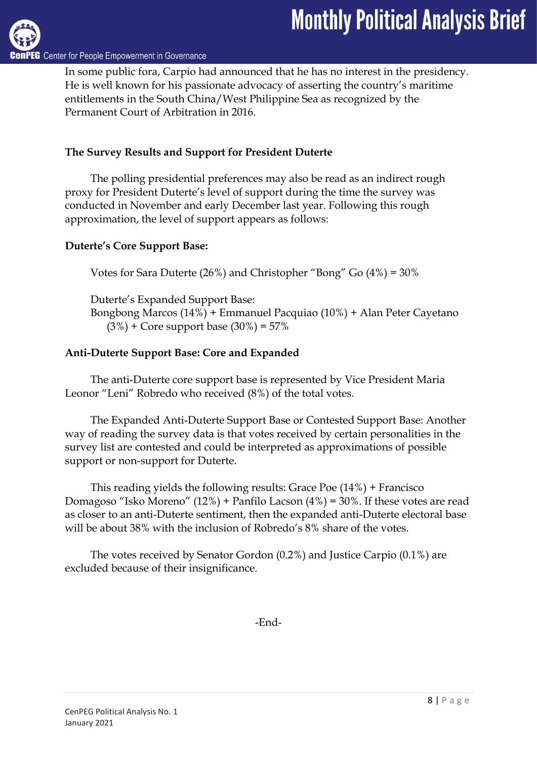In some public fora, Carpio had announced that he has no interest in the presidency. He is well known for his passionate advocacy of asserting the country's maritime entitlements in the South China/West Philippine Sea as recognized by the Permanent Court of Arbitration in 2016.

**The Survey Results and Support for President Duterte**

The polling presidential preferences may also be read as an indirect rough proxy for President Duterte's level of support during the time the survey was conducted in November and early December last year. Following this rough approximation, the level of support appears as follows:

**Duterte's Core Support Base:**

Votes for Sara Duterte (26%) and Christopher "Bong" Go (4%) = 30%

Duterte's Expanded Support Base:
Bongbong Marcos (14%) + Emmanuel Pacquiao (10%) + Alan Peter Cayetano (3%) + Core support base (30%) = 57%

**Anti-Duterte Support Base: Core and Expanded**

The anti-Duterte core support base is represented by Vice President Maria Leonor "Leni" Robredo who received (8%) of the total votes.

The Expanded Anti-Duterte Support Base or Contested Support Base: Another way of reading the survey data is that votes received by certain personalities in the survey list are contested and could be interpreted as approximations of possible support or non-support for Duterte.

This reading yields the following results: Grace Poe (14%) + Francisco Domagoso "Isko Moreno" (12%) + Panfilo Lacson (4%) = 30%. If these votes are read as closer to an anti-Duterte sentiment, then the expanded anti-Duterte electoral base will be about 38% with the inclusion of Robredo's 8% share of the votes.

The votes received by Senator Gordon (0.2%) and Justice Carpio (0.1%) are excluded because of their insignificance.

-End-